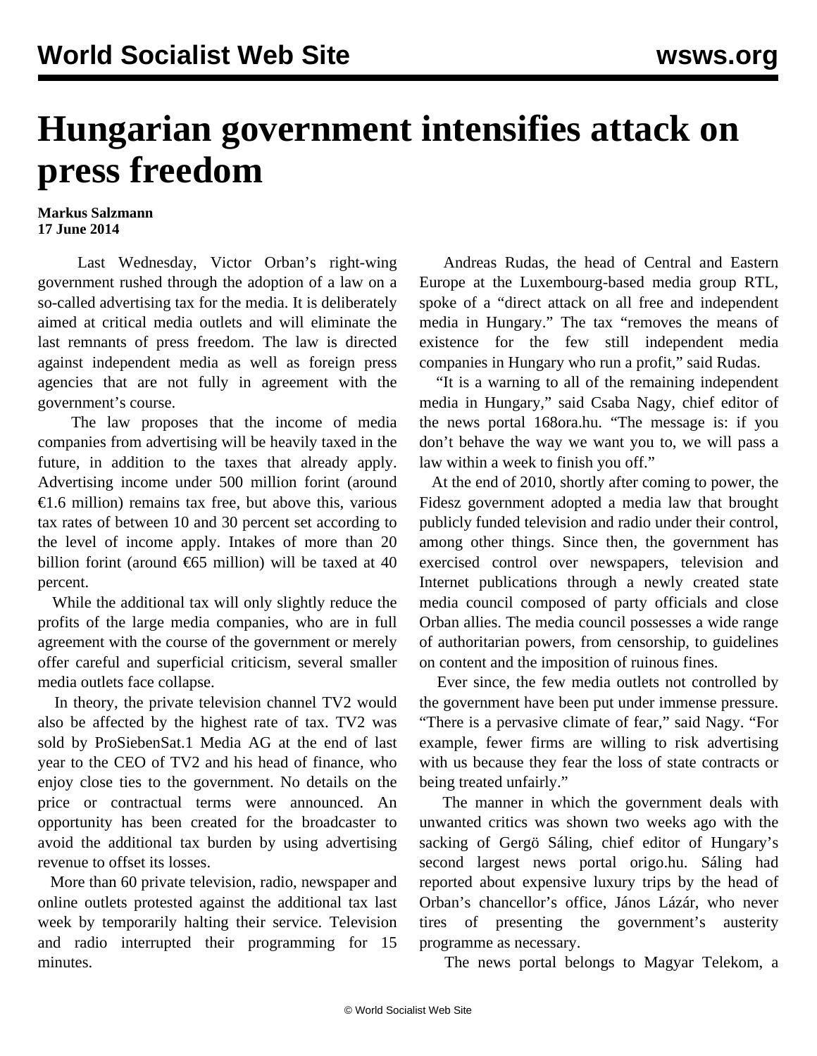# Hungarian government intensifies attack on press freedom

**Markus Salzmann**
**17 June 2014**

Last Wednesday, Victor Orban's right-wing government rushed through the adoption of a law on a so-called advertising tax for the media. It is deliberately aimed at critical media outlets and will eliminate the last remnants of press freedom. The law is directed against independent media as well as foreign press agencies that are not fully in agreement with the government's course.

The law proposes that the income of media companies from advertising will be heavily taxed in the future, in addition to the taxes that already apply. Advertising income under 500 million forint (around €1.6 million) remains tax free, but above this, various tax rates of between 10 and 30 percent set according to the level of income apply. Intakes of more than 20 billion forint (around €65 million) will be taxed at 40 percent.

While the additional tax will only slightly reduce the profits of the large media companies, who are in full agreement with the course of the government or merely offer careful and superficial criticism, several smaller media outlets face collapse.

In theory, the private television channel TV2 would also be affected by the highest rate of tax. TV2 was sold by ProSiebenSat.1 Media AG at the end of last year to the CEO of TV2 and his head of finance, who enjoy close ties to the government. No details on the price or contractual terms were announced. An opportunity has been created for the broadcaster to avoid the additional tax burden by using advertising revenue to offset its losses.

More than 60 private television, radio, newspaper and online outlets protested against the additional tax last week by temporarily halting their service. Television and radio interrupted their programming for 15 minutes.

Andreas Rudas, the head of Central and Eastern Europe at the Luxembourg-based media group RTL, spoke of a "direct attack on all free and independent media in Hungary." The tax "removes the means of existence for the few still independent media companies in Hungary who run a profit," said Rudas.

"It is a warning to all of the remaining independent media in Hungary," said Csaba Nagy, chief editor of the news portal 168ora.hu. "The message is: if you don't behave the way we want you to, we will pass a law within a week to finish you off."

At the end of 2010, shortly after coming to power, the Fidesz government adopted a media law that brought publicly funded television and radio under their control, among other things. Since then, the government has exercised control over newspapers, television and Internet publications through a newly created state media council composed of party officials and close Orban allies. The media council possesses a wide range of authoritarian powers, from censorship, to guidelines on content and the imposition of ruinous fines.

Ever since, the few media outlets not controlled by the government have been put under immense pressure. "There is a pervasive climate of fear," said Nagy. "For example, fewer firms are willing to risk advertising with us because they fear the loss of state contracts or being treated unfairly."

The manner in which the government deals with unwanted critics was shown two weeks ago with the sacking of Gergö Sáling, chief editor of Hungary's second largest news portal origo.hu. Sáling had reported about expensive luxury trips by the head of Orban's chancellor's office, János Lázár, who never tires of presenting the government's austerity programme as necessary.

The news portal belongs to Magyar Telekom, a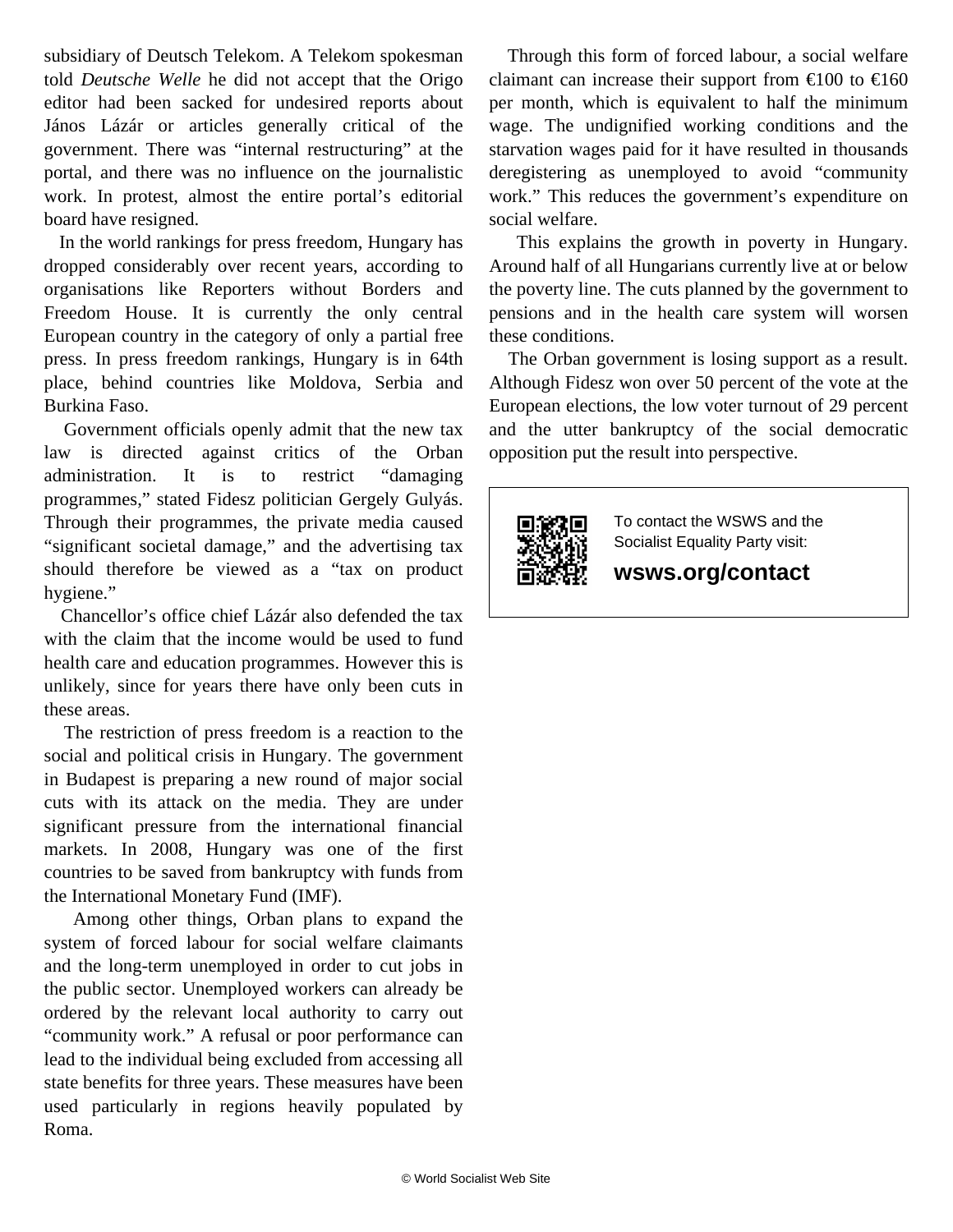subsidiary of Deutsch Telekom. A Telekom spokesman told *Deutsche Welle* he did not accept that the Origo editor had been sacked for undesired reports about János Lázár or articles generally critical of the government. There was “internal restructuring” at the portal, and there was no influence on the journalistic work. In protest, almost the entire portal’s editorial board have resigned.

In the world rankings for press freedom, Hungary has dropped considerably over recent years, according to organisations like Reporters without Borders and Freedom House. It is currently the only central European country in the category of only a partial free press. In press freedom rankings, Hungary is in 64th place, behind countries like Moldova, Serbia and Burkina Faso.

Government officials openly admit that the new tax law is directed against critics of the Orban administration. It is to restrict “damaging programmes,” stated Fidesz politician Gergely Gulyás. Through their programmes, the private media caused “significant societal damage,” and the advertising tax should therefore be viewed as a “tax on product hygiene.”

Chancellor’s office chief Lázár also defended the tax with the claim that the income would be used to fund health care and education programmes. However this is unlikely, since for years there have only been cuts in these areas.

The restriction of press freedom is a reaction to the social and political crisis in Hungary. The government in Budapest is preparing a new round of major social cuts with its attack on the media. They are under significant pressure from the international financial markets. In 2008, Hungary was one of the first countries to be saved from bankruptcy with funds from the International Monetary Fund (IMF).

Among other things, Orban plans to expand the system of forced labour for social welfare claimants and the long-term unemployed in order to cut jobs in the public sector. Unemployed workers can already be ordered by the relevant local authority to carry out “community work.” A refusal or poor performance can lead to the individual being excluded from accessing all state benefits for three years. These measures have been used particularly in regions heavily populated by Roma.

Through this form of forced labour, a social welfare claimant can increase their support from €100 to €160 per month, which is equivalent to half the minimum wage. The undignified working conditions and the starvation wages paid for it have resulted in thousands deregistering as unemployed to avoid “community work.” This reduces the government’s expenditure on social welfare.

This explains the growth in poverty in Hungary. Around half of all Hungarians currently live at or below the poverty line. The cuts planned by the government to pensions and in the health care system will worsen these conditions.

The Orban government is losing support as a result. Although Fidesz won over 50 percent of the vote at the European elections, the low voter turnout of 29 percent and the utter bankruptcy of the social democratic opposition put the result into perspective.

To contact the WSWS and the Socialist Equality Party visit:

**wsws.org/contact**